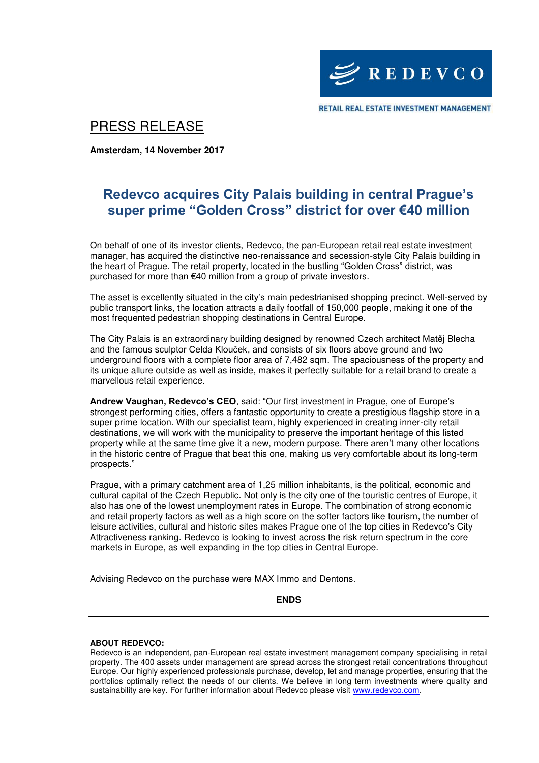REDEVCO

RETAIL REAL ESTATE INVESTMENT MANAGEMENT

# PRESS RELEASE

**Amsterdam, 14 November 2017**

## Redevco acquires City Palais building in central Prague's super prime "Golden Cross" district for over €40 million

On behalf of one of its investor clients, Redevco, the pan-European retail real estate investment manager, has acquired the distinctive neo-renaissance and secession-style City Palais building in the heart of Prague. The retail property, located in the bustling "Golden Cross" district, was purchased for more than €40 million from a group of private investors.

The asset is excellently situated in the city's main pedestrianised shopping precinct. Well-served by public transport links, the location attracts a daily footfall of 150,000 people, making it one of the most frequented pedestrian shopping destinations in Central Europe.

The City Palais is an extraordinary building designed by renowned Czech architect Matěj Blecha and the famous sculptor Celda Klouček, and consists of six floors above ground and two underground floors with a complete floor area of 7,482 sqm. The spaciousness of the property and its unique allure outside as well as inside, makes it perfectly suitable for a retail brand to create a marvellous retail experience.

**Andrew Vaughan, Redevco's CEO**, said: "Our first investment in Prague, one of Europe's strongest performing cities, offers a fantastic opportunity to create a prestigious flagship store in a super prime location. With our specialist team, highly experienced in creating inner-city retail destinations, we will work with the municipality to preserve the important heritage of this listed property while at the same time give it a new, modern purpose. There aren't many other locations in the historic centre of Prague that beat this one, making us very comfortable about its long-term prospects."

Prague, with a primary catchment area of 1,25 million inhabitants, is the political, economic and cultural capital of the Czech Republic. Not only is the city one of the touristic centres of Europe, it also has one of the lowest unemployment rates in Europe. The combination of strong economic and retail property factors as well as a high score on the softer factors like tourism, the number of leisure activities, cultural and historic sites makes Prague one of the top cities in Redevco's City Attractiveness ranking. Redevco is looking to invest across the risk return spectrum in the core markets in Europe, as well expanding in the top cities in Central Europe.

Advising Redevco on the purchase were MAX Immo and Dentons.

**ENDS**

---

**ABOUT REDEVCO:**

Redevco is an independent, pan-European real estate investment management company specialising in retail property. The 400 assets under management are spread across the strongest retail concentrations throughout Europe. Our highly experienced professionals purchase, develop, let and manage properties, ensuring that the portfolios optimally reflect the needs of our clients. We believe in long term investments where quality and sustainability are key. For further information about Redevco please visit www.redevco.com.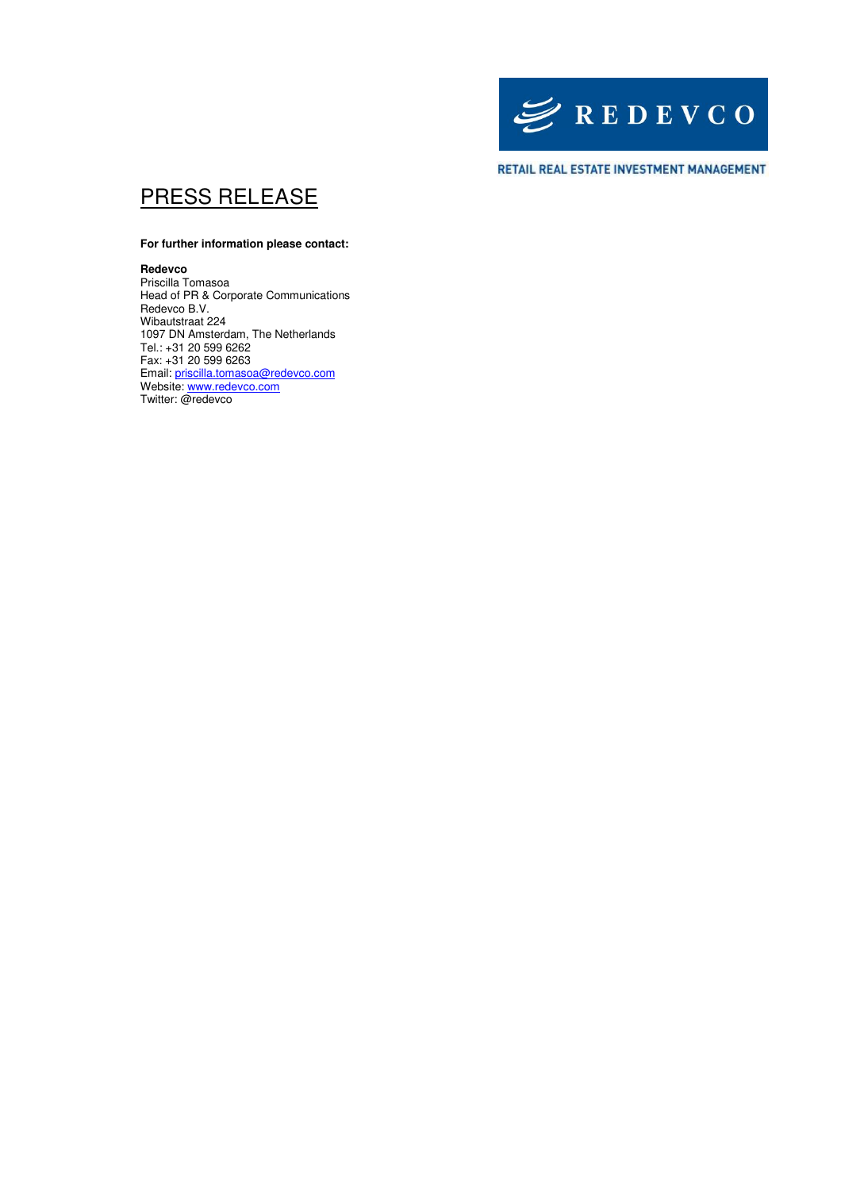RETAIL REAL ESTATE INVESTMENT MANAGEMENT

# PRESS RELEASE

**For further information please contact:**

**Redevco**
Priscilla Tomasoa
Head of PR & Corporate Communications
Redevco B.V.
Wibautstraat 224
1097 DN Amsterdam, The Netherlands
Tel.: +31 20 599 6262
Fax: +31 20 599 6263
Email: priscilla.tomasoa@redevco.com
Website: www.redevco.com
Twitter: @redevco